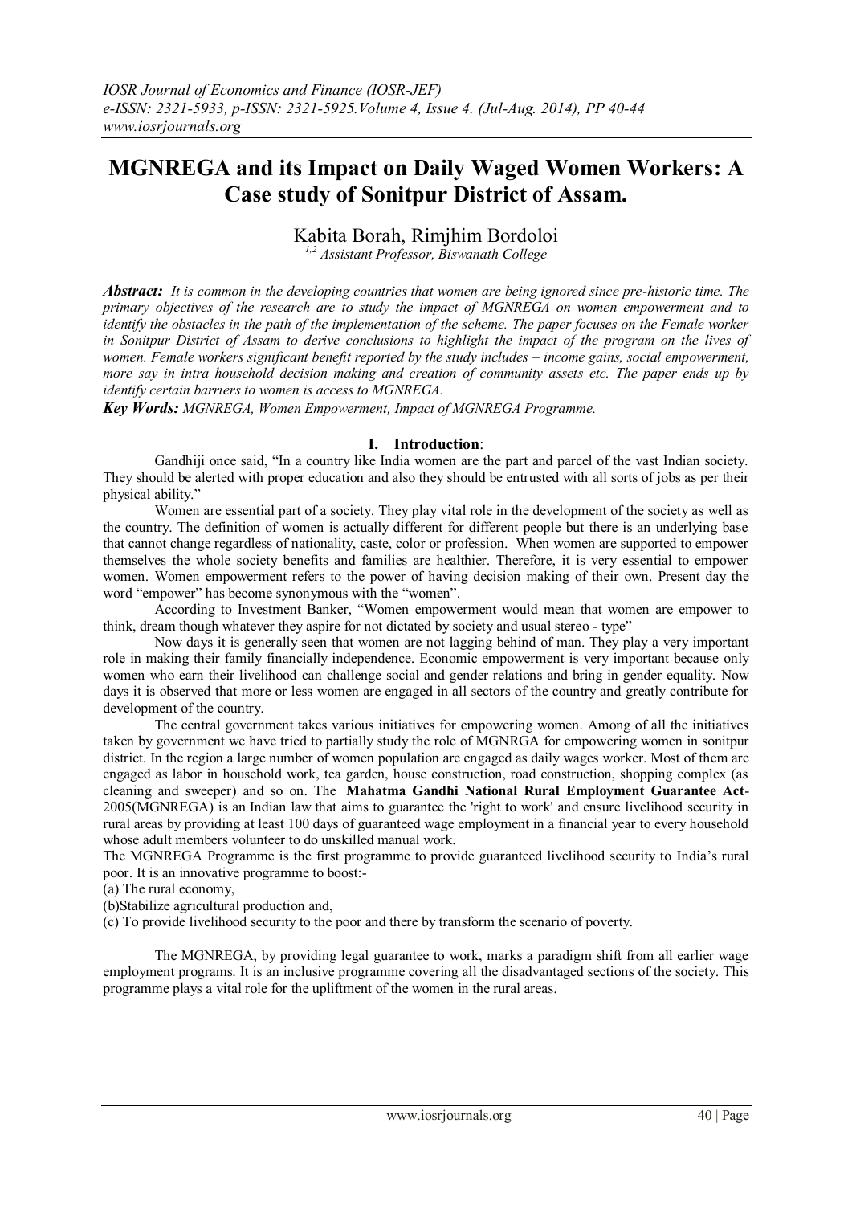# MGNREGA and its Impact on Daily Waged Women Workers: A Case study of Sonitpur District of Assam.

Kabita Borah, Rimjhim Bordoloi

[1,2] *Assistant Professor, Biswanath College*

***Abstract:*** *It is common in the developing countries that women are being ignored since pre-historic time. The primary objectives of the research are to study the impact of MGNREGA on women empowerment and to identify the obstacles in the path of the implementation of the scheme. The paper focuses on the Female worker in Sonitpur District of Assam to derive conclusions to highlight the impact of the program on the lives of women. Female workers significant benefit reported by the study includes – income gains, social empowerment, more say in intra household decision making and creation of community assets etc. The paper ends up by identify certain barriers to women is access to MGNREGA.*

***Key Words:*** *MGNREGA, Women Empowerment, Impact of MGNREGA Programme.*

## I. Introduction:

Gandhiji once said, "In a country like India women are the part and parcel of the vast Indian society. They should be alerted with proper education and also they should be entrusted with all sorts of jobs as per their physical ability."

Women are essential part of a society. They play vital role in the development of the society as well as the country. The definition of women is actually different for different people but there is an underlying base that cannot change regardless of nationality, caste, color or profession. When women are supported to empower themselves the whole society benefits and families are healthier. Therefore, it is very essential to empower women. Women empowerment refers to the power of having decision making of their own. Present day the word "empower" has become synonymous with the "women".

According to Investment Banker, "Women empowerment would mean that women are empower to think, dream though whatever they aspire for not dictated by society and usual stereo - type"

Now days it is generally seen that women are not lagging behind of man. They play a very important role in making their family financially independence. Economic empowerment is very important because only women who earn their livelihood can challenge social and gender relations and bring in gender equality. Now days it is observed that more or less women are engaged in all sectors of the country and greatly contribute for development of the country.

The central government takes various initiatives for empowering women. Among of all the initiatives taken by government we have tried to partially study the role of MGNRGA for empowering women in sonitpur district. In the region a large number of women population are engaged as daily wages worker. Most of them are engaged as labor in household work, tea garden, house construction, road construction, shopping complex (as cleaning and sweeper) and so on. The **Mahatma Gandhi National Rural Employment Guarantee Act**-2005(MGNREGA) is an Indian law that aims to guarantee the 'right to work' and ensure livelihood security in rural areas by providing at least 100 days of guaranteed wage employment in a financial year to every household whose adult members volunteer to do unskilled manual work.

The MGNREGA Programme is the first programme to provide guaranteed livelihood security to India's rural poor. It is an innovative programme to boost:-

(a) The rural economy,

(b)Stabilize agricultural production and,

(c) To provide livelihood security to the poor and there by transform the scenario of poverty.

The MGNREGA, by providing legal guarantee to work, marks a paradigm shift from all earlier wage employment programs. It is an inclusive programme covering all the disadvantaged sections of the society. This programme plays a vital role for the upliftment of the women in the rural areas.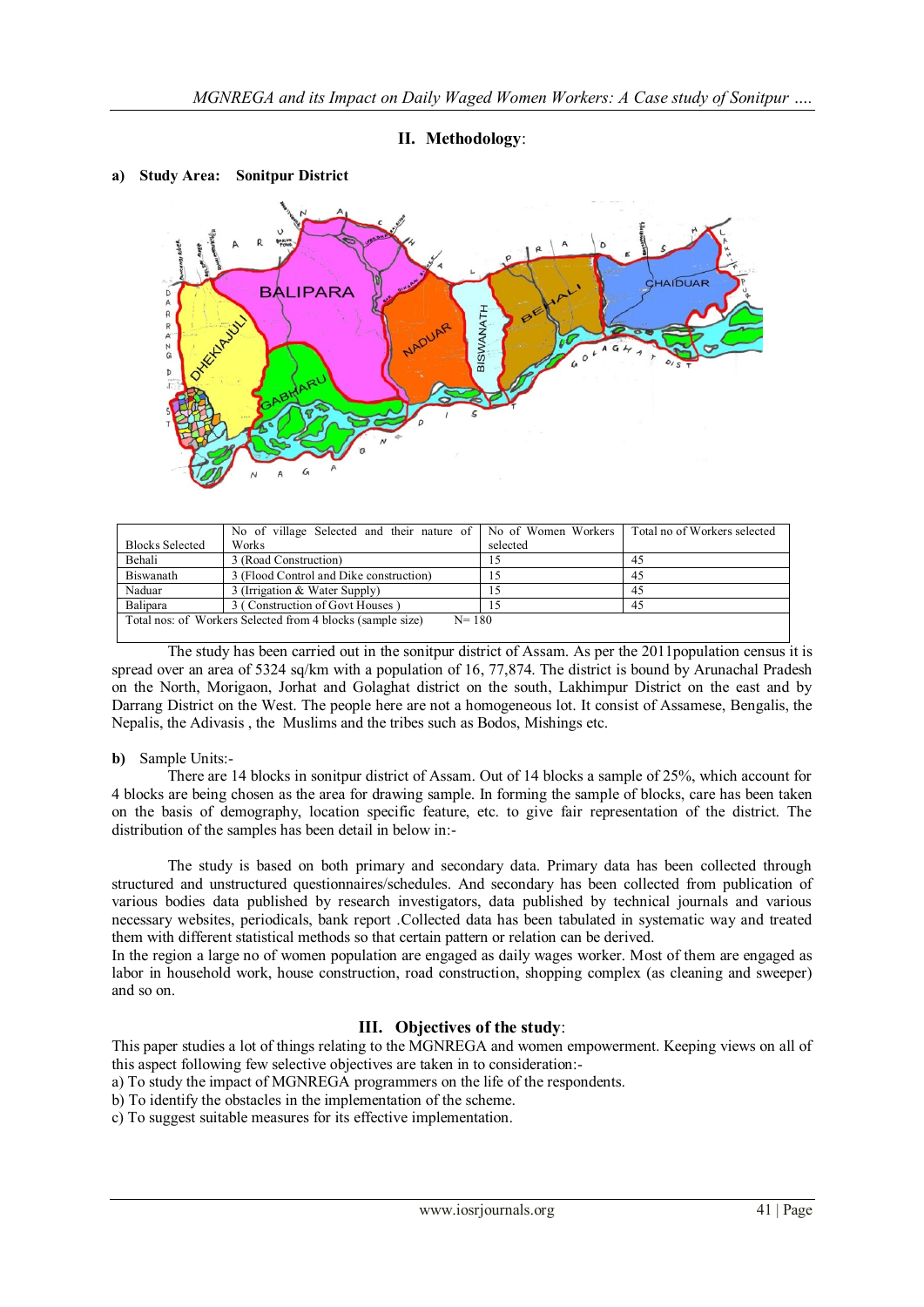## II. Methodology:

### a) Study Area: Sonitpur District

| Blocks Selected | No of village Selected and their nature of Works | No of Women Workers selected | Total no of Workers selected |
|---|---|---|---|
| Behali | 3 (Road Construction) | 15 | 45 |
| Biswanath | 3 (Flood Control and Dike construction) | 15 | 45 |
| Naduar | 3 (Irrigation & Water Supply) | 15 | 45 |
| Balipara | 3 ( Construction of Govt Houses ) | 15 | 45 |
| Total nos: of Workers Selected from 4 blocks (sample size) N= 180 | | | |

The study has been carried out in the sonitpur district of Assam. As per the 2011population census it is spread over an area of 5324 sq/km with a population of 16, 77,874. The district is bound by Arunachal Pradesh on the North, Morigaon, Jorhat and Golaghat district on the south, Lakhimpur District on the east and by Darrang District on the West. The people here are not a homogeneous lot. It consist of Assamese, Bengalis, the Nepalis, the Adivasis , the Muslims and the tribes such as Bodos, Mishings etc.

### b) Sample Units:-

There are 14 blocks in sonitpur district of Assam. Out of 14 blocks a sample of 25%, which account for 4 blocks are being chosen as the area for drawing sample. In forming the sample of blocks, care has been taken on the basis of demography, location specific feature, etc. to give fair representation of the district. The distribution of the samples has been detail in below in:-

The study is based on both primary and secondary data. Primary data has been collected through structured and unstructured questionnaires/schedules. And secondary has been collected from publication of various bodies data published by research investigators, data published by technical journals and various necessary websites, periodicals, bank report .Collected data has been tabulated in systematic way and treated them with different statistical methods so that certain pattern or relation can be derived.

In the region a large no of women population are engaged as daily wages worker. Most of them are engaged as labor in household work, house construction, road construction, shopping complex (as cleaning and sweeper) and so on.

## III. Objectives of the study:

This paper studies a lot of things relating to the MGNREGA and women empowerment. Keeping views on all of this aspect following few selective objectives are taken in to consideration:-

a) To study the impact of MGNREGA programmers on the life of the respondents.
b) To identify the obstacles in the implementation of the scheme.
c) To suggest suitable measures for its effective implementation.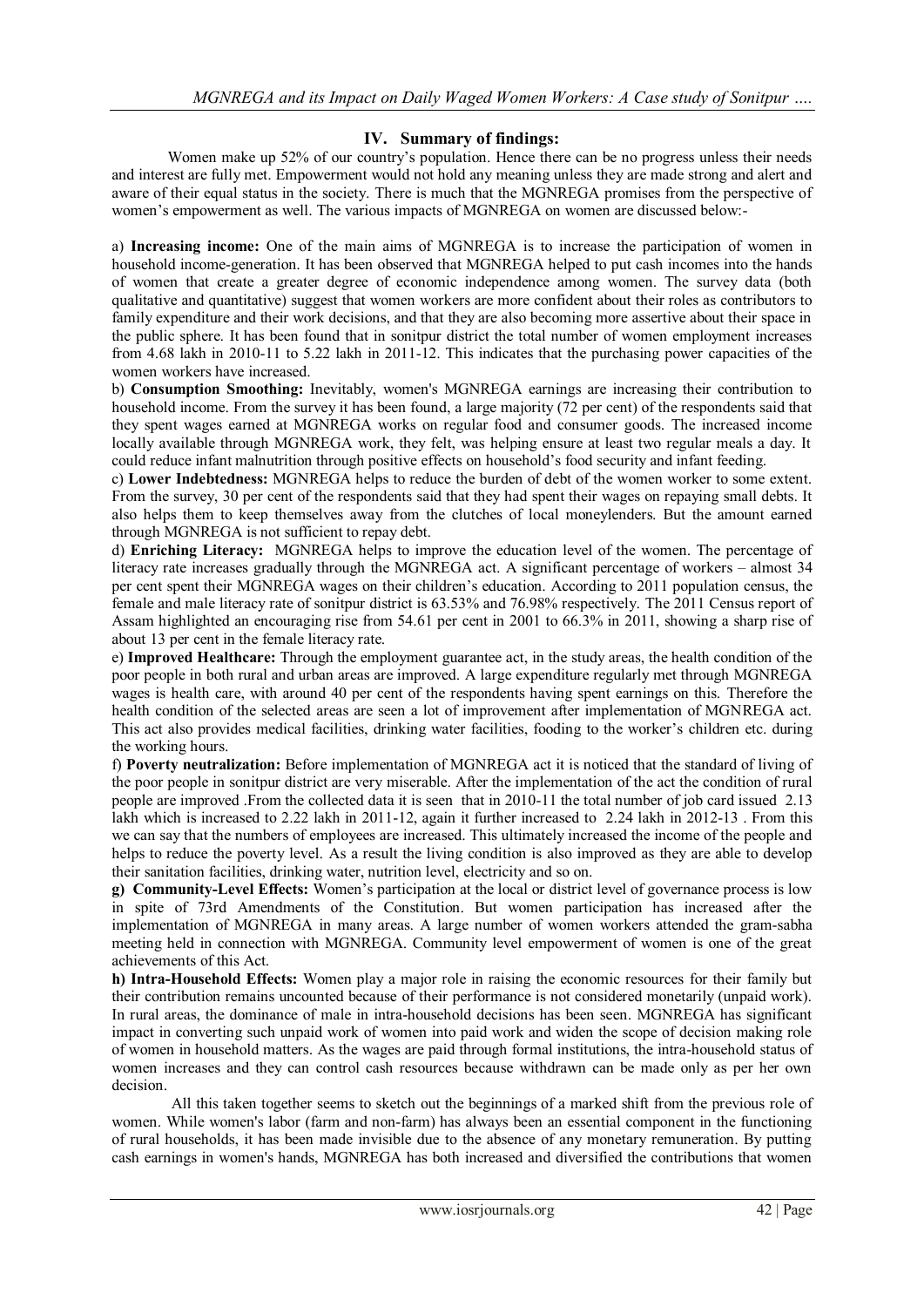## IV. Summary of findings:

Women make up 52% of our country's population. Hence there can be no progress unless their needs and interest are fully met. Empowerment would not hold any meaning unless they are made strong and alert and aware of their equal status in the society. There is much that the MGNREGA promises from the perspective of women's empowerment as well. The various impacts of MGNREGA on women are discussed below:-

a) **Increasing income:** One of the main aims of MGNREGA is to increase the participation of women in household income-generation. It has been observed that MGNREGA helped to put cash incomes into the hands of women that create a greater degree of economic independence among women. The survey data (both qualitative and quantitative) suggest that women workers are more confident about their roles as contributors to family expenditure and their work decisions, and that they are also becoming more assertive about their space in the public sphere. It has been found that in sonitpur district the total number of women employment increases from 4.68 lakh in 2010-11 to 5.22 lakh in 2011-12. This indicates that the purchasing power capacities of the women workers have increased.

b) **Consumption Smoothing:** Inevitably, women's MGNREGA earnings are increasing their contribution to household income. From the survey it has been found, a large majority (72 per cent) of the respondents said that they spent wages earned at MGNREGA works on regular food and consumer goods. The increased income locally available through MGNREGA work, they felt, was helping ensure at least two regular meals a day. It could reduce infant malnutrition through positive effects on household's food security and infant feeding.

c) **Lower Indebtedness:** MGNREGA helps to reduce the burden of debt of the women worker to some extent. From the survey, 30 per cent of the respondents said that they had spent their wages on repaying small debts. It also helps them to keep themselves away from the clutches of local moneylenders. But the amount earned through MGNREGA is not sufficient to repay debt.

d) **Enriching Literacy:** MGNREGA helps to improve the education level of the women. The percentage of literacy rate increases gradually through the MGNREGA act. A significant percentage of workers – almost 34 per cent spent their MGNREGA wages on their children's education. According to 2011 population census, the female and male literacy rate of sonitpur district is 63.53% and 76.98% respectively. The 2011 Census report of Assam highlighted an encouraging rise from 54.61 per cent in 2001 to 66.3% in 2011, showing a sharp rise of about 13 per cent in the female literacy rate.

e) **Improved Healthcare:** Through the employment guarantee act, in the study areas, the health condition of the poor people in both rural and urban areas are improved. A large expenditure regularly met through MGNREGA wages is health care, with around 40 per cent of the respondents having spent earnings on this. Therefore the health condition of the selected areas are seen a lot of improvement after implementation of MGNREGA act. This act also provides medical facilities, drinking water facilities, fooding to the worker's children etc. during the working hours.

f) **Poverty neutralization:** Before implementation of MGNREGA act it is noticed that the standard of living of the poor people in sonitpur district are very miserable. After the implementation of the act the condition of rural people are improved .From the collected data it is seen that in 2010-11 the total number of job card issued 2.13 lakh which is increased to 2.22 lakh in 2011-12, again it further increased to 2.24 lakh in 2012-13 . From this we can say that the numbers of employees are increased. This ultimately increased the income of the people and helps to reduce the poverty level. As a result the living condition is also improved as they are able to develop their sanitation facilities, drinking water, nutrition level, electricity and so on.

**g) Community-Level Effects:** Women's participation at the local or district level of governance process is low in spite of 73rd Amendments of the Constitution. But women participation has increased after the implementation of MGNREGA in many areas. A large number of women workers attended the gram-sabha meeting held in connection with MGNREGA. Community level empowerment of women is one of the great achievements of this Act.

**h) Intra-Household Effects:** Women play a major role in raising the economic resources for their family but their contribution remains uncounted because of their performance is not considered monetarily (unpaid work). In rural areas, the dominance of male in intra-household decisions has been seen. MGNREGA has significant impact in converting such unpaid work of women into paid work and widen the scope of decision making role of women in household matters. As the wages are paid through formal institutions, the intra-household status of women increases and they can control cash resources because withdrawn can be made only as per her own decision.

All this taken together seems to sketch out the beginnings of a marked shift from the previous role of women. While women's labor (farm and non-farm) has always been an essential component in the functioning of rural households, it has been made invisible due to the absence of any monetary remuneration. By putting cash earnings in women's hands, MGNREGA has both increased and diversified the contributions that women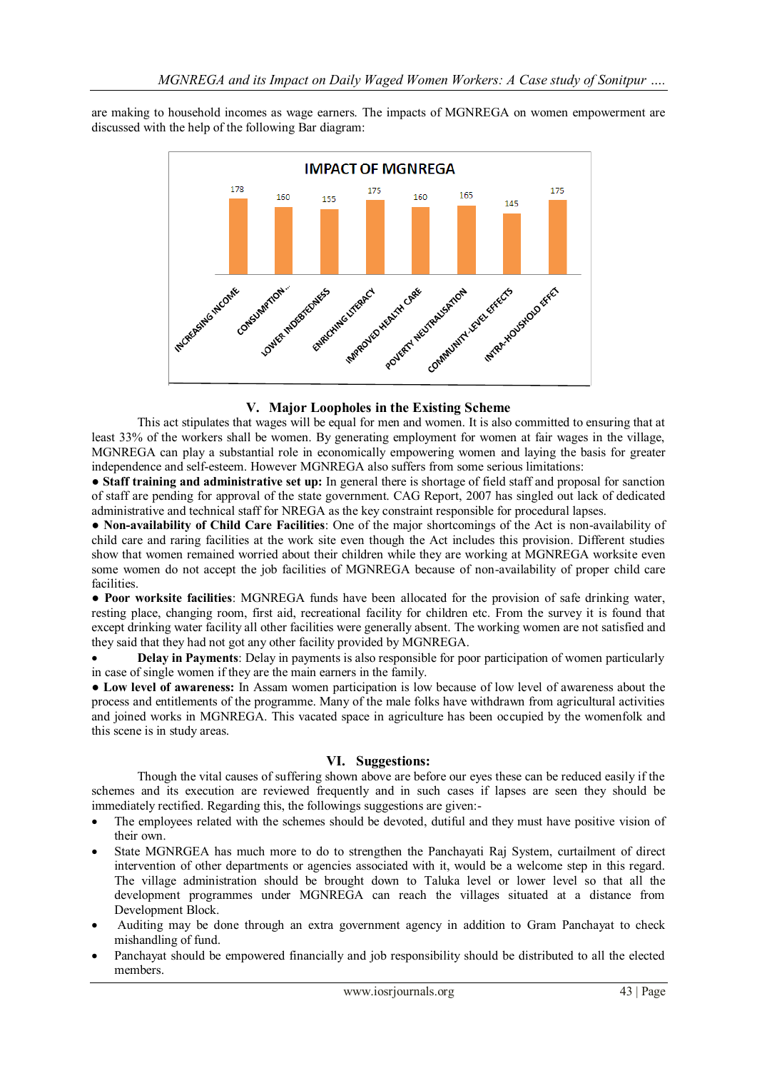are making to household incomes as wage earners. The impacts of MGNREGA on women empowerment are discussed with the help of the following Bar diagram:

**IMPACT OF MGNREGA**

| Impact | Value |
|---|---|
| INCREASING INCOME | 178 |
| CONSUMPTION... | 160 |
| LOWER INDEBTEDNESS | 155 |
| ENRICHING LITERACY | 175 |
| IMPROVED HEALTH CARE | 160 |
| POVERTY NEUTRALISATION | 165 |
| COMMUNITY-LEVEL EFFECTS | 145 |
| INTRA-HOUSHOLD EFFET | 175 |

## V. Major Loopholes in the Existing Scheme

This act stipulates that wages will be equal for men and women. It is also committed to ensuring that at least 33% of the workers shall be women. By generating employment for women at fair wages in the village, MGNREGA can play a substantial role in economically empowering women and laying the basis for greater independence and self-esteem. However MGNREGA also suffers from some serious limitations:

- **Staff training and administrative set up:** In general there is shortage of field staff and proposal for sanction of staff are pending for approval of the state government. CAG Report, 2007 has singled out lack of dedicated administrative and technical staff for NREGA as the key constraint responsible for procedural lapses.
- **Non-availability of Child Care Facilities**: One of the major shortcomings of the Act is non-availability of child care and raring facilities at the work site even though the Act includes this provision. Different studies show that women remained worried about their children while they are working at MGNREGA worksite even some women do not accept the job facilities of MGNREGA because of non-availability of proper child care facilities.
- **Poor worksite facilities**: MGNREGA funds have been allocated for the provision of safe drinking water, resting place, changing room, first aid, recreational facility for children etc. From the survey it is found that except drinking water facility all other facilities were generally absent. The working women are not satisfied and they said that they had not got any other facility provided by MGNREGA.
- **Delay in Payments**: Delay in payments is also responsible for poor participation of women particularly in case of single women if they are the main earners in the family.
- **Low level of awareness:** In Assam women participation is low because of low level of awareness about the process and entitlements of the programme. Many of the male folks have withdrawn from agricultural activities and joined works in MGNREGA. This vacated space in agriculture has been occupied by the womenfolk and this scene is in study areas.

## VI. Suggestions:

Though the vital causes of suffering shown above are before our eyes these can be reduced easily if the schemes and its execution are reviewed frequently and in such cases if lapses are seen they should be immediately rectified. Regarding this, the followings suggestions are given:-

- The employees related with the schemes should be devoted, dutiful and they must have positive vision of their own.
- State MGNRGEA has much more to do to strengthen the Panchayati Raj System, curtailment of direct intervention of other departments or agencies associated with it, would be a welcome step in this regard. The village administration should be brought down to Taluka level or lower level so that all the development programmes under MGNREGA can reach the villages situated at a distance from Development Block.
- Auditing may be done through an extra government agency in addition to Gram Panchayat to check mishandling of fund.
- Panchayat should be empowered financially and job responsibility should be distributed to all the elected members.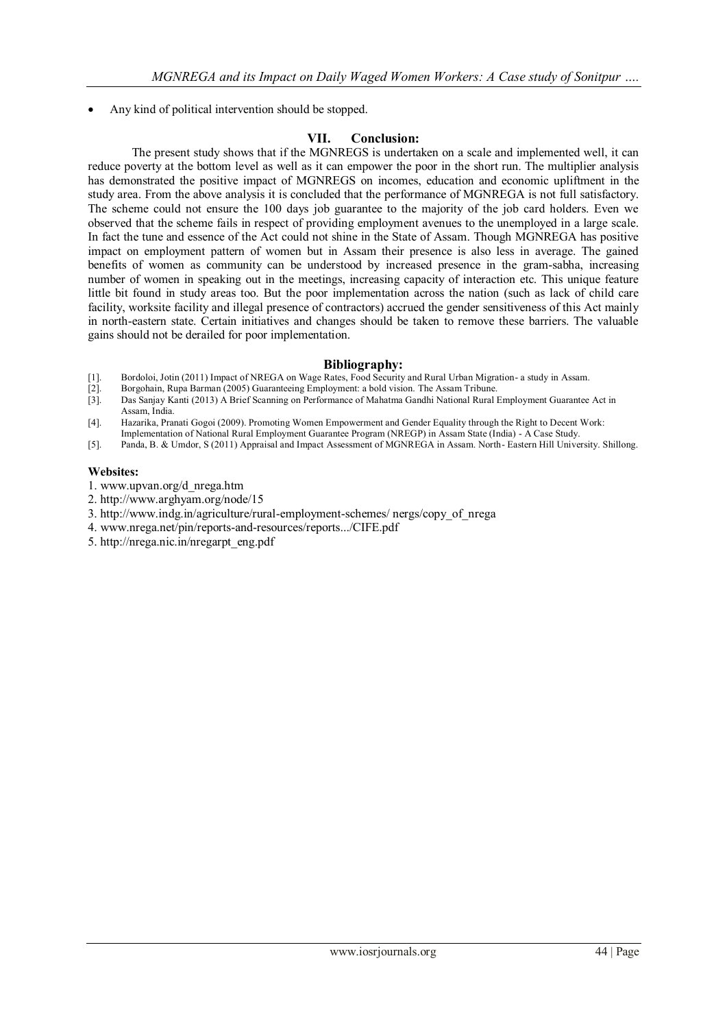- Any kind of political intervention should be stopped.

## VII. Conclusion:

The present study shows that if the MGNREGS is undertaken on a scale and implemented well, it can reduce poverty at the bottom level as well as it can empower the poor in the short run. The multiplier analysis has demonstrated the positive impact of MGNREGS on incomes, education and economic upliftment in the study area. From the above analysis it is concluded that the performance of MGNREGA is not full satisfactory. The scheme could not ensure the 100 days job guarantee to the majority of the job card holders. Even we observed that the scheme fails in respect of providing employment avenues to the unemployed in a large scale. In fact the tune and essence of the Act could not shine in the State of Assam. Though MGNREGA has positive impact on employment pattern of women but in Assam their presence is also less in average. The gained benefits of women as community can be understood by increased presence in the gram-sabha, increasing number of women in speaking out in the meetings, increasing capacity of interaction etc. This unique feature little bit found in study areas too. But the poor implementation across the nation (such as lack of child care facility, worksite facility and illegal presence of contractors) accrued the gender sensitiveness of this Act mainly in north-eastern state. Certain initiatives and changes should be taken to remove these barriers. The valuable gains should not be derailed for poor implementation.

## Bibliography:

[1]. Bordoloi, Jotin (2011) Impact of NREGA on Wage Rates, Food Security and Rural Urban Migration- a study in Assam.
[2]. Borgohain, Rupa Barman (2005) Guaranteeing Employment: a bold vision. The Assam Tribune.
[3]. Das Sanjay Kanti (2013) A Brief Scanning on Performance of Mahatma Gandhi National Rural Employment Guarantee Act in Assam, India.
[4]. Hazarika, Pranati Gogoi (2009). Promoting Women Empowerment and Gender Equality through the Right to Decent Work: Implementation of National Rural Employment Guarantee Program (NREGP) in Assam State (India) - A Case Study.
[5]. Panda, B. & Umdor, S (2011) Appraisal and Impact Assessment of MGNREGA in Assam. North- Eastern Hill University. Shillong.

**Websites:**

1. www.upvan.org/d_nrega.htm
2. http://www.arghyam.org/node/15
3. http://www.indg.in/agriculture/rural-employment-schemes/ nergs/copy_of_nrega
4. www.nrega.net/pin/reports-and-resources/reports.../CIFE.pdf
5. http://nrega.nic.in/nregarpt_eng.pdf